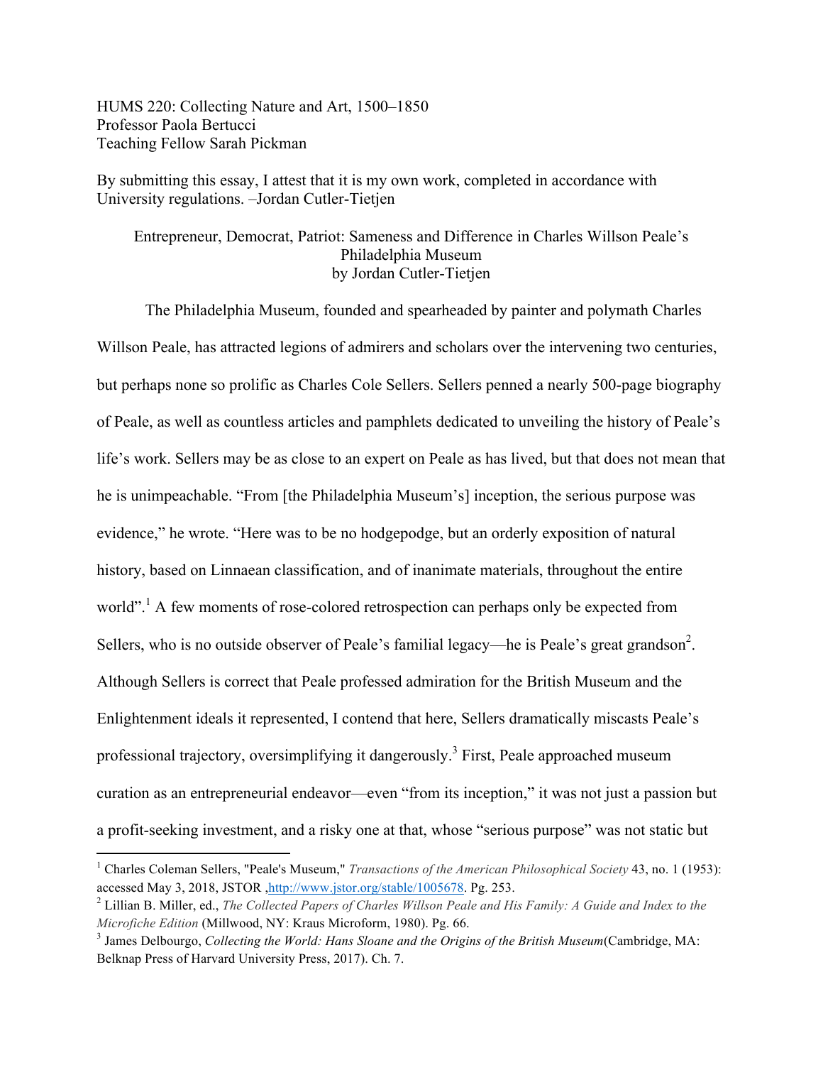HUMS 220: Collecting Nature and Art, 1500–1850
Professor Paola Bertucci
Teaching Fellow Sarah Pickman

By submitting this essay, I attest that it is my own work, completed in accordance with University regulations. –Jordan Cutler-Tietjen

# Entrepreneur, Democrat, Patriot: Sameness and Difference in Charles Willson Peale's Philadelphia Museum

by Jordan Cutler-Tietjen

The Philadelphia Museum, founded and spearheaded by painter and polymath Charles Willson Peale, has attracted legions of admirers and scholars over the intervening two centuries, but perhaps none so prolific as Charles Cole Sellers. Sellers penned a nearly 500-page biography of Peale, as well as countless articles and pamphlets dedicated to unveiling the history of Peale's life's work. Sellers may be as close to an expert on Peale as has lived, but that does not mean that he is unimpeachable. "From [the Philadelphia Museum's] inception, the serious purpose was evidence," he wrote. "Here was to be no hodgepodge, but an orderly exposition of natural history, based on Linnaean classification, and of inanimate materials, throughout the entire world".[1] A few moments of rose-colored retrospection can perhaps only be expected from Sellers, who is no outside observer of Peale's familial legacy—he is Peale's great grandson[2]. Although Sellers is correct that Peale professed admiration for the British Museum and the Enlightenment ideals it represented, I contend that here, Sellers dramatically miscasts Peale's professional trajectory, oversimplifying it dangerously.[3] First, Peale approached museum curation as an entrepreneurial endeavor—even "from its inception," it was not just a passion but a profit-seeking investment, and a risky one at that, whose "serious purpose" was not static but

---

[1] Charles Coleman Sellers, "Peale's Museum," *Transactions of the American Philosophical Society* 43, no. 1 (1953): accessed May 3, 2018, JSTOR ,http://www.jstor.org/stable/1005678. Pg. 253.

[2] Lillian B. Miller, ed., *The Collected Papers of Charles Willson Peale and His Family: A Guide and Index to the Microfiche Edition* (Millwood, NY: Kraus Microform, 1980). Pg. 66.

[3] James Delbourgo, *Collecting the World: Hans Sloane and the Origins of the British Museum*(Cambridge, MA: Belknap Press of Harvard University Press, 2017). Ch. 7.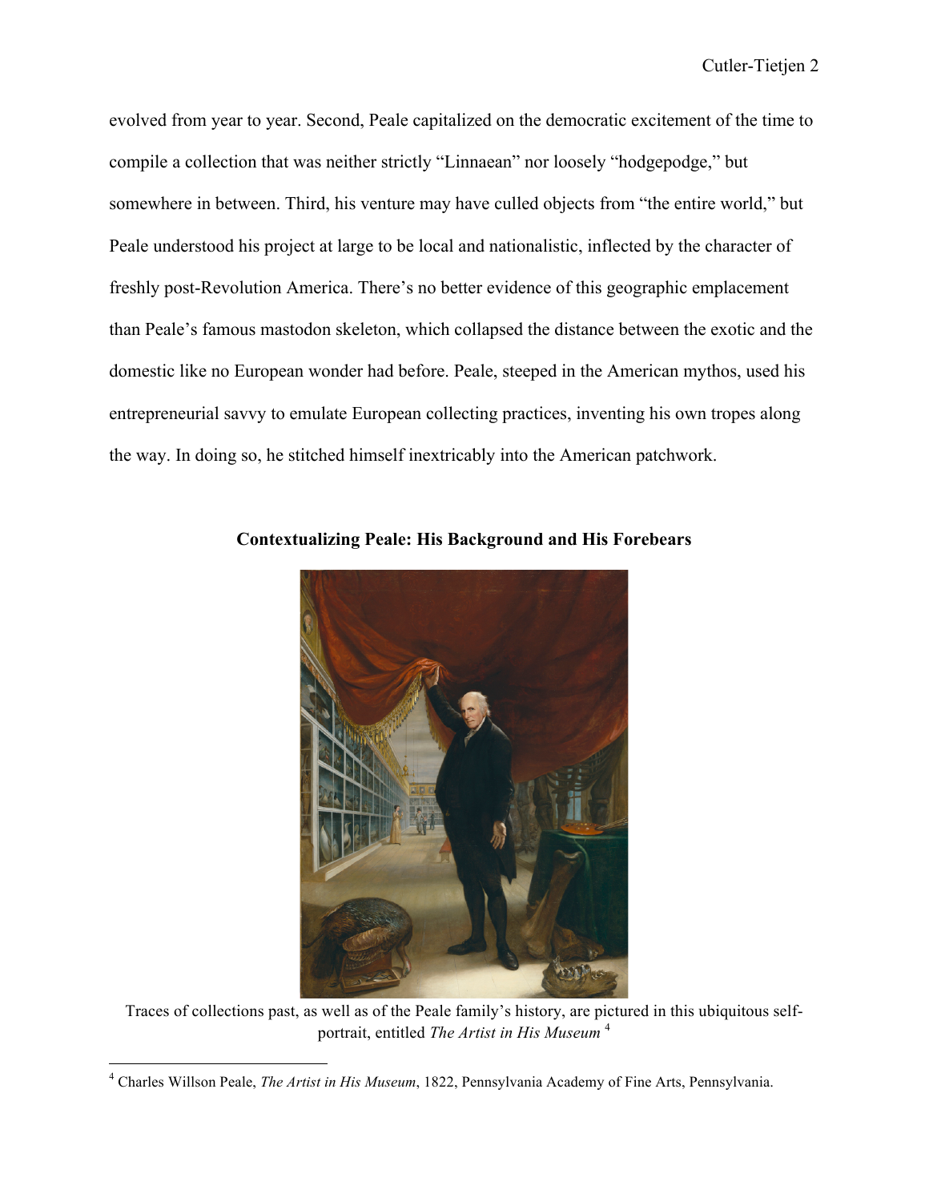evolved from year to year. Second, Peale capitalized on the democratic excitement of the time to compile a collection that was neither strictly "Linnaean" nor loosely "hodgepodge," but somewhere in between. Third, his venture may have culled objects from "the entire world," but Peale understood his project at large to be local and nationalistic, inflected by the character of freshly post-Revolution America. There's no better evidence of this geographic emplacement than Peale's famous mastodon skeleton, which collapsed the distance between the exotic and the domestic like no European wonder had before. Peale, steeped in the American mythos, used his entrepreneurial savvy to emulate European collecting practices, inventing his own tropes along the way. In doing so, he stitched himself inextricably into the American patchwork.

## Contextualizing Peale: His Background and His Forebears

Traces of collections past, as well as of the Peale family's history, are pictured in this ubiquitous self-portrait, entitled *The Artist in His Museum* [4]

[4] Charles Willson Peale, *The Artist in His Museum*, 1822, Pennsylvania Academy of Fine Arts, Pennsylvania.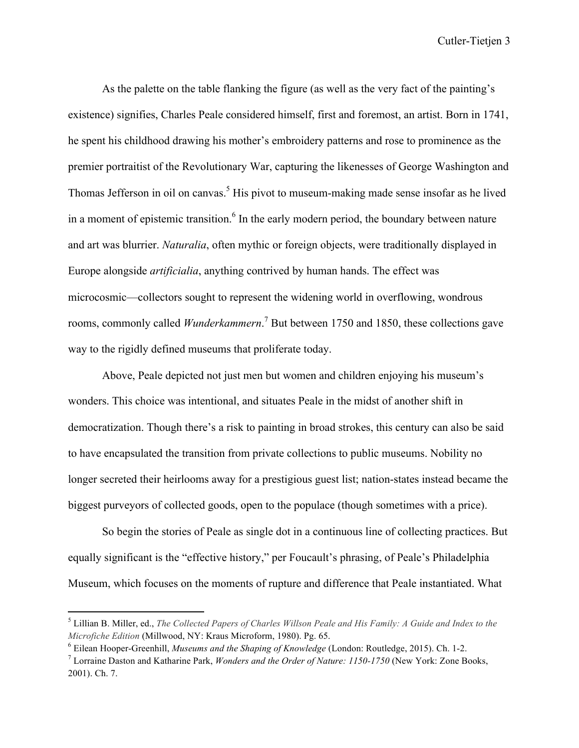As the palette on the table flanking the figure (as well as the very fact of the painting's existence) signifies, Charles Peale considered himself, first and foremost, an artist. Born in 1741, he spent his childhood drawing his mother's embroidery patterns and rose to prominence as the premier portraitist of the Revolutionary War, capturing the likenesses of George Washington and Thomas Jefferson in oil on canvas.[5] His pivot to museum-making made sense insofar as he lived in a moment of epistemic transition.[6] In the early modern period, the boundary between nature and art was blurrier. *Naturalia*, often mythic or foreign objects, were traditionally displayed in Europe alongside *artificialia*, anything contrived by human hands. The effect was microcosmic—collectors sought to represent the widening world in overflowing, wondrous rooms, commonly called *Wunderkammern*.[7] But between 1750 and 1850, these collections gave way to the rigidly defined museums that proliferate today.

Above, Peale depicted not just men but women and children enjoying his museum's wonders. This choice was intentional, and situates Peale in the midst of another shift in democratization. Though there's a risk to painting in broad strokes, this century can also be said to have encapsulated the transition from private collections to public museums. Nobility no longer secreted their heirlooms away for a prestigious guest list; nation-states instead became the biggest purveyors of collected goods, open to the populace (though sometimes with a price).

So begin the stories of Peale as single dot in a continuous line of collecting practices. But equally significant is the "effective history," per Foucault's phrasing, of Peale's Philadelphia Museum, which focuses on the moments of rupture and difference that Peale instantiated. What

---

[5] Lillian B. Miller, ed., *The Collected Papers of Charles Willson Peale and His Family: A Guide and Index to the Microfiche Edition* (Millwood, NY: Kraus Microform, 1980). Pg. 65.

[6] Eilean Hooper-Greenhill, *Museums and the Shaping of Knowledge* (London: Routledge, 2015). Ch. 1-2.

[7] Lorraine Daston and Katharine Park, *Wonders and the Order of Nature: 1150-1750* (New York: Zone Books, 2001). Ch. 7.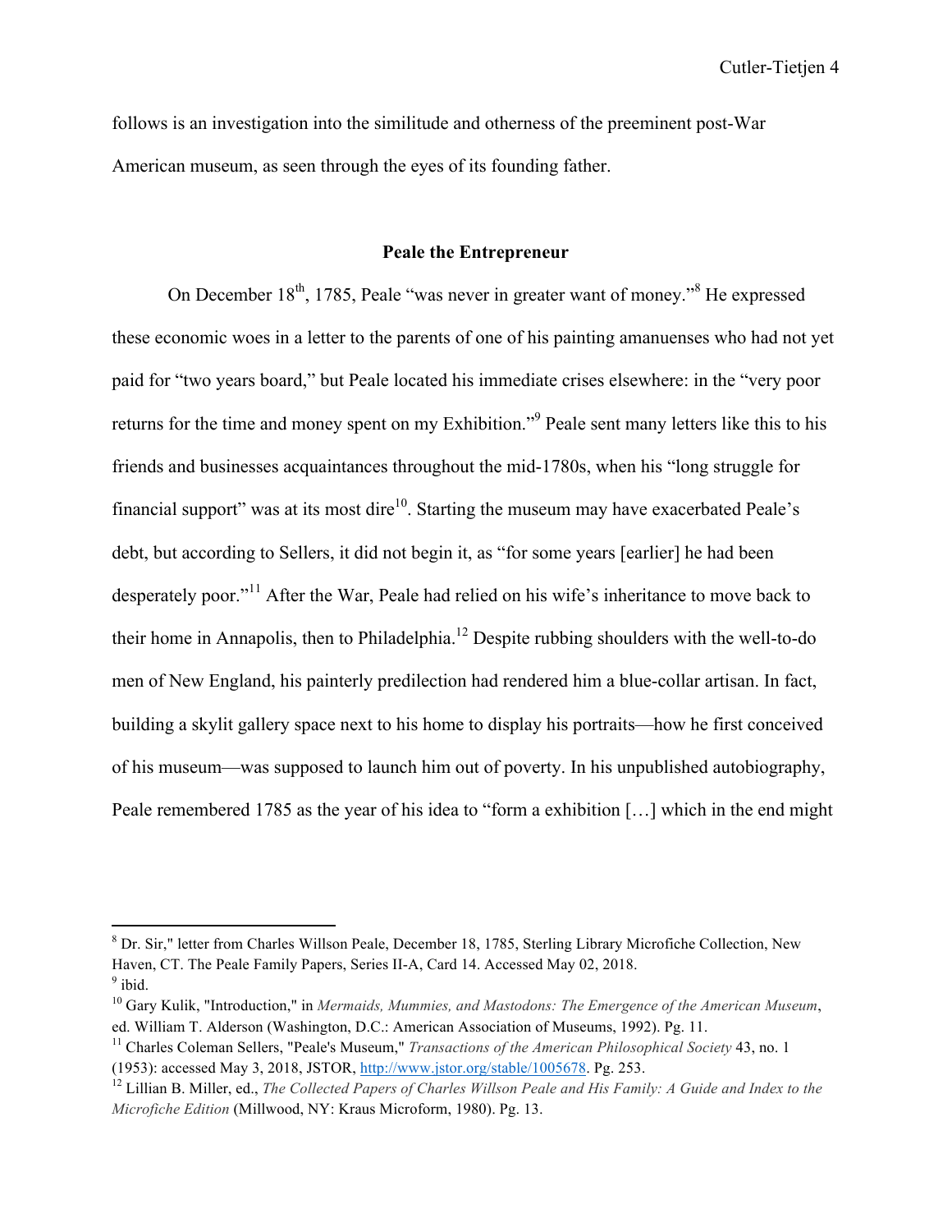follows is an investigation into the similitude and otherness of the preeminent post-War American museum, as seen through the eyes of its founding father.

## Peale the Entrepreneur

On December 18th, 1785, Peale "was never in greater want of money."[8] He expressed these economic woes in a letter to the parents of one of his painting amanuenses who had not yet paid for "two years board," but Peale located his immediate crises elsewhere: in the "very poor returns for the time and money spent on my Exhibition."[9] Peale sent many letters like this to his friends and businesses acquaintances throughout the mid-1780s, when his "long struggle for financial support" was at its most dire[10]. Starting the museum may have exacerbated Peale's debt, but according to Sellers, it did not begin it, as "for some years [earlier] he had been desperately poor."[11] After the War, Peale had relied on his wife's inheritance to move back to their home in Annapolis, then to Philadelphia.[12] Despite rubbing shoulders with the well-to-do men of New England, his painterly predilection had rendered him a blue-collar artisan. In fact, building a skylit gallery space next to his home to display his portraits—how he first conceived of his museum—was supposed to launch him out of poverty. In his unpublished autobiography, Peale remembered 1785 as the year of his idea to "form a exhibition […] which in the end might

---

[8] Dr. Sir," letter from Charles Willson Peale, December 18, 1785, Sterling Library Microfiche Collection, New Haven, CT. The Peale Family Papers, Series II-A, Card 14. Accessed May 02, 2018.

[9] ibid.

[10] Gary Kulik, "Introduction," in *Mermaids, Mummies, and Mastodons: The Emergence of the American Museum*, ed. William T. Alderson (Washington, D.C.: American Association of Museums, 1992). Pg. 11.

[11] Charles Coleman Sellers, "Peale's Museum," *Transactions of the American Philosophical Society* 43, no. 1 (1953): accessed May 3, 2018, JSTOR, http://www.jstor.org/stable/1005678. Pg. 253.

[12] Lillian B. Miller, ed., *The Collected Papers of Charles Willson Peale and His Family: A Guide and Index to the Microfiche Edition* (Millwood, NY: Kraus Microform, 1980). Pg. 13.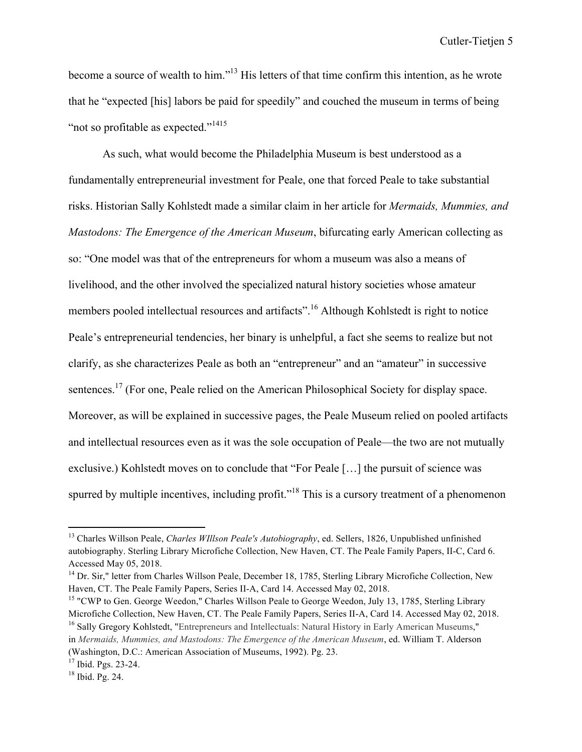become a source of wealth to him."[13] His letters of that time confirm this intention, as he wrote that he "expected [his] labors be paid for speedily" and couched the museum in terms of being "not so profitable as expected."[14][15]

As such, what would become the Philadelphia Museum is best understood as a fundamentally entrepreneurial investment for Peale, one that forced Peale to take substantial risks. Historian Sally Kohlstedt made a similar claim in her article for *Mermaids, Mummies, and Mastodons: The Emergence of the American Museum*, bifurcating early American collecting as so: "One model was that of the entrepreneurs for whom a museum was also a means of livelihood, and the other involved the specialized natural history societies whose amateur members pooled intellectual resources and artifacts".[16] Although Kohlstedt is right to notice Peale's entrepreneurial tendencies, her binary is unhelpful, a fact she seems to realize but not clarify, as she characterizes Peale as both an "entrepreneur" and an "amateur" in successive sentences.[17] (For one, Peale relied on the American Philosophical Society for display space. Moreover, as will be explained in successive pages, the Peale Museum relied on pooled artifacts and intellectual resources even as it was the sole occupation of Peale—the two are not mutually exclusive.) Kohlstedt moves on to conclude that "For Peale […] the pursuit of science was spurred by multiple incentives, including profit."[18] This is a cursory treatment of a phenomenon

---

[13] Charles Willson Peale, *Charles WIllson Peale's Autobiography*, ed. Sellers, 1826, Unpublished unfinished autobiography. Sterling Library Microfiche Collection, New Haven, CT. The Peale Family Papers, II-C, Card 6. Accessed May 05, 2018.

[14] Dr. Sir," letter from Charles Willson Peale, December 18, 1785, Sterling Library Microfiche Collection, New Haven, CT. The Peale Family Papers, Series II-A, Card 14. Accessed May 02, 2018.

[15] "CWP to Gen. George Weedon," Charles Willson Peale to George Weedon, July 13, 1785, Sterling Library Microfiche Collection, New Haven, CT. The Peale Family Papers, Series II-A, Card 14. Accessed May 02, 2018.

[16] Sally Gregory Kohlstedt, "Entrepreneurs and Intellectuals: Natural History in Early American Museums," in *Mermaids, Mummies, and Mastodons: The Emergence of the American Museum*, ed. William T. Alderson (Washington, D.C.: American Association of Museums, 1992). Pg. 23.

[17] Ibid. Pgs. 23-24.

[18] Ibid. Pg. 24.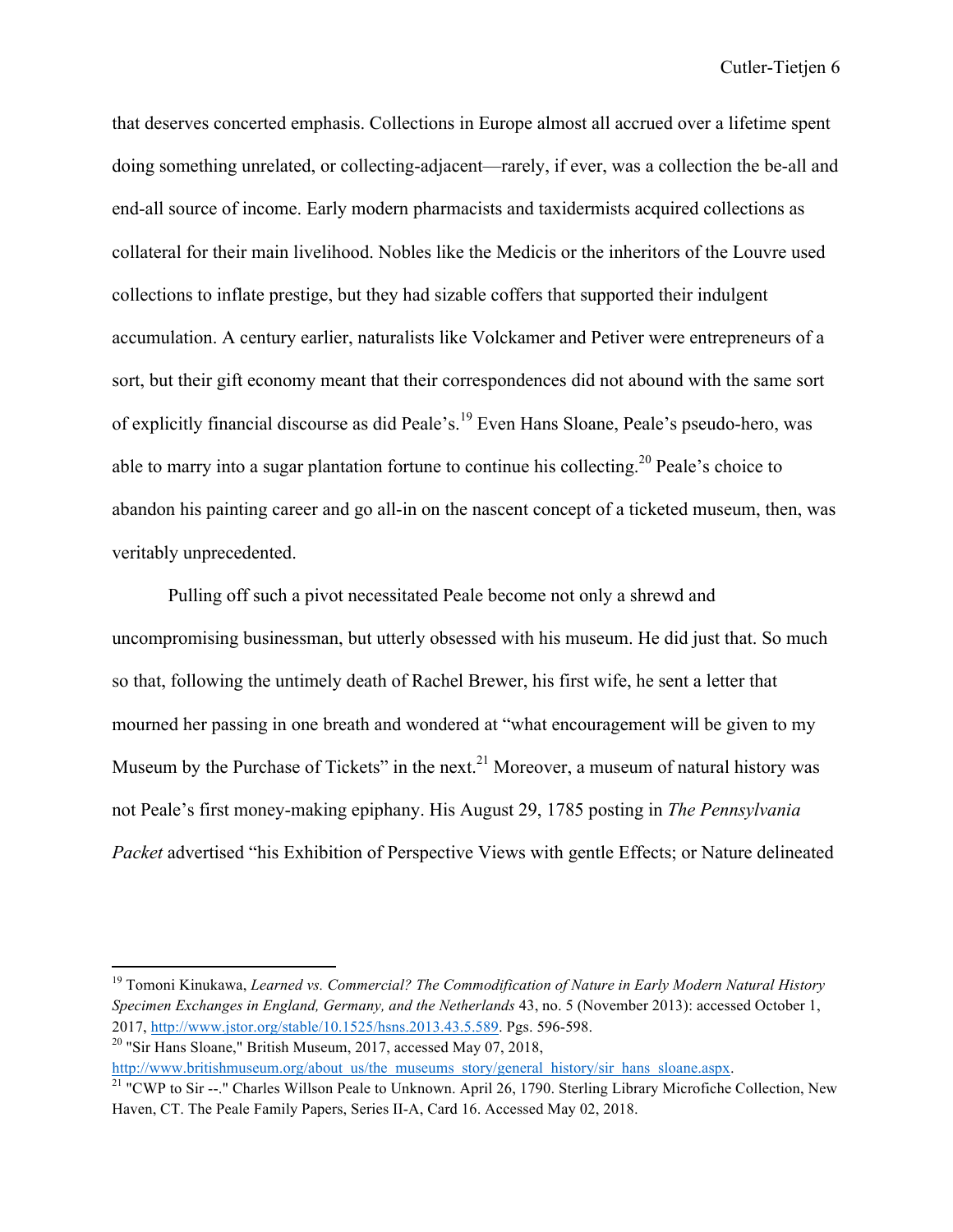that deserves concerted emphasis. Collections in Europe almost all accrued over a lifetime spent doing something unrelated, or collecting-adjacent—rarely, if ever, was a collection the be-all and end-all source of income. Early modern pharmacists and taxidermists acquired collections as collateral for their main livelihood. Nobles like the Medicis or the inheritors of the Louvre used collections to inflate prestige, but they had sizable coffers that supported their indulgent accumulation. A century earlier, naturalists like Volckamer and Petiver were entrepreneurs of a sort, but their gift economy meant that their correspondences did not abound with the same sort of explicitly financial discourse as did Peale's.[19] Even Hans Sloane, Peale's pseudo-hero, was able to marry into a sugar plantation fortune to continue his collecting.[20] Peale's choice to abandon his painting career and go all-in on the nascent concept of a ticketed museum, then, was veritably unprecedented.

Pulling off such a pivot necessitated Peale become not only a shrewd and uncompromising businessman, but utterly obsessed with his museum. He did just that. So much so that, following the untimely death of Rachel Brewer, his first wife, he sent a letter that mourned her passing in one breath and wondered at "what encouragement will be given to my Museum by the Purchase of Tickets" in the next.[21] Moreover, a museum of natural history was not Peale's first money-making epiphany. His August 29, 1785 posting in *The Pennsylvania Packet* advertised "his Exhibition of Perspective Views with gentle Effects; or Nature delineated

---

[19] Tomoni Kinukawa, *Learned vs. Commercial? The Commodification of Nature in Early Modern Natural History Specimen Exchanges in England, Germany, and the Netherlands* 43, no. 5 (November 2013): accessed October 1, 2017, http://www.jstor.org/stable/10.1525/hsns.2013.43.5.589. Pgs. 596-598.

[20] "Sir Hans Sloane," British Museum, 2017, accessed May 07, 2018, http://www.britishmuseum.org/about_us/the_museums_story/general_history/sir_hans_sloane.aspx.

[21] "CWP to Sir --." Charles Willson Peale to Unknown. April 26, 1790. Sterling Library Microfiche Collection, New Haven, CT. The Peale Family Papers, Series II-A, Card 16. Accessed May 02, 2018.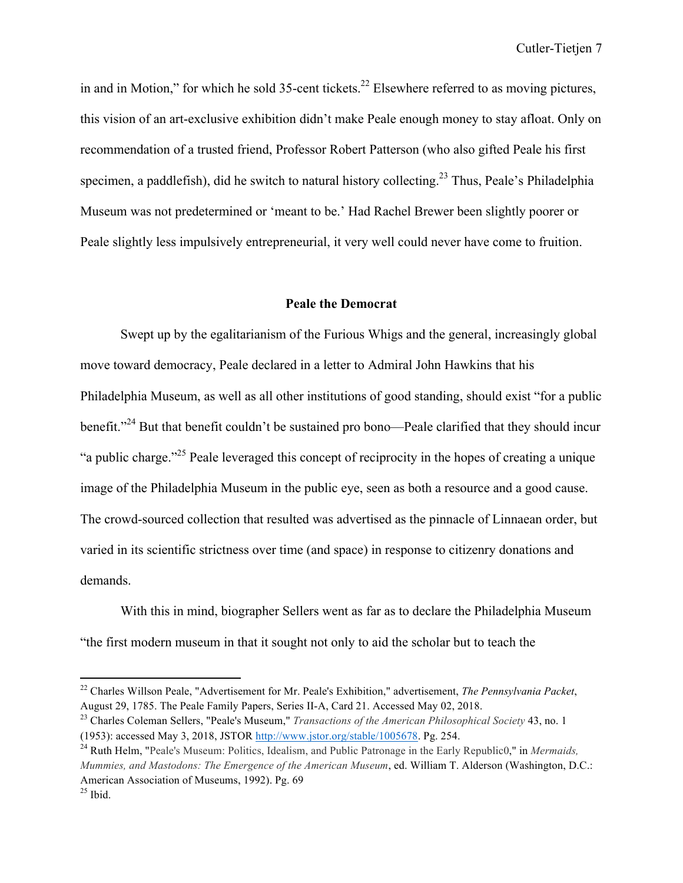in and in Motion," for which he sold 35-cent tickets.[22] Elsewhere referred to as moving pictures, this vision of an art-exclusive exhibition didn't make Peale enough money to stay afloat. Only on recommendation of a trusted friend, Professor Robert Patterson (who also gifted Peale his first specimen, a paddlefish), did he switch to natural history collecting.[23] Thus, Peale's Philadelphia Museum was not predetermined or 'meant to be.' Had Rachel Brewer been slightly poorer or Peale slightly less impulsively entrepreneurial, it very well could never have come to fruition.

## Peale the Democrat

Swept up by the egalitarianism of the Furious Whigs and the general, increasingly global move toward democracy, Peale declared in a letter to Admiral John Hawkins that his Philadelphia Museum, as well as all other institutions of good standing, should exist "for a public benefit."[24] But that benefit couldn't be sustained pro bono—Peale clarified that they should incur "a public charge."[25] Peale leveraged this concept of reciprocity in the hopes of creating a unique image of the Philadelphia Museum in the public eye, seen as both a resource and a good cause. The crowd-sourced collection that resulted was advertised as the pinnacle of Linnaean order, but varied in its scientific strictness over time (and space) in response to citizenry donations and demands.

With this in mind, biographer Sellers went as far as to declare the Philadelphia Museum "the first modern museum in that it sought not only to aid the scholar but to teach the

---

[22] Charles Willson Peale, "Advertisement for Mr. Peale's Exhibition," advertisement, *The Pennsylvania Packet*, August 29, 1785. The Peale Family Papers, Series II-A, Card 21. Accessed May 02, 2018.

[23] Charles Coleman Sellers, "Peale's Museum," *Transactions of the American Philosophical Society* 43, no. 1 (1953): accessed May 3, 2018, JSTOR http://www.jstor.org/stable/1005678. Pg. 254.

[24] Ruth Helm, "Peale's Museum: Politics, Idealism, and Public Patronage in the Early Republic0," in *Mermaids, Mummies, and Mastodons: The Emergence of the American Museum*, ed. William T. Alderson (Washington, D.C.: American Association of Museums, 1992). Pg. 69

[25] Ibid.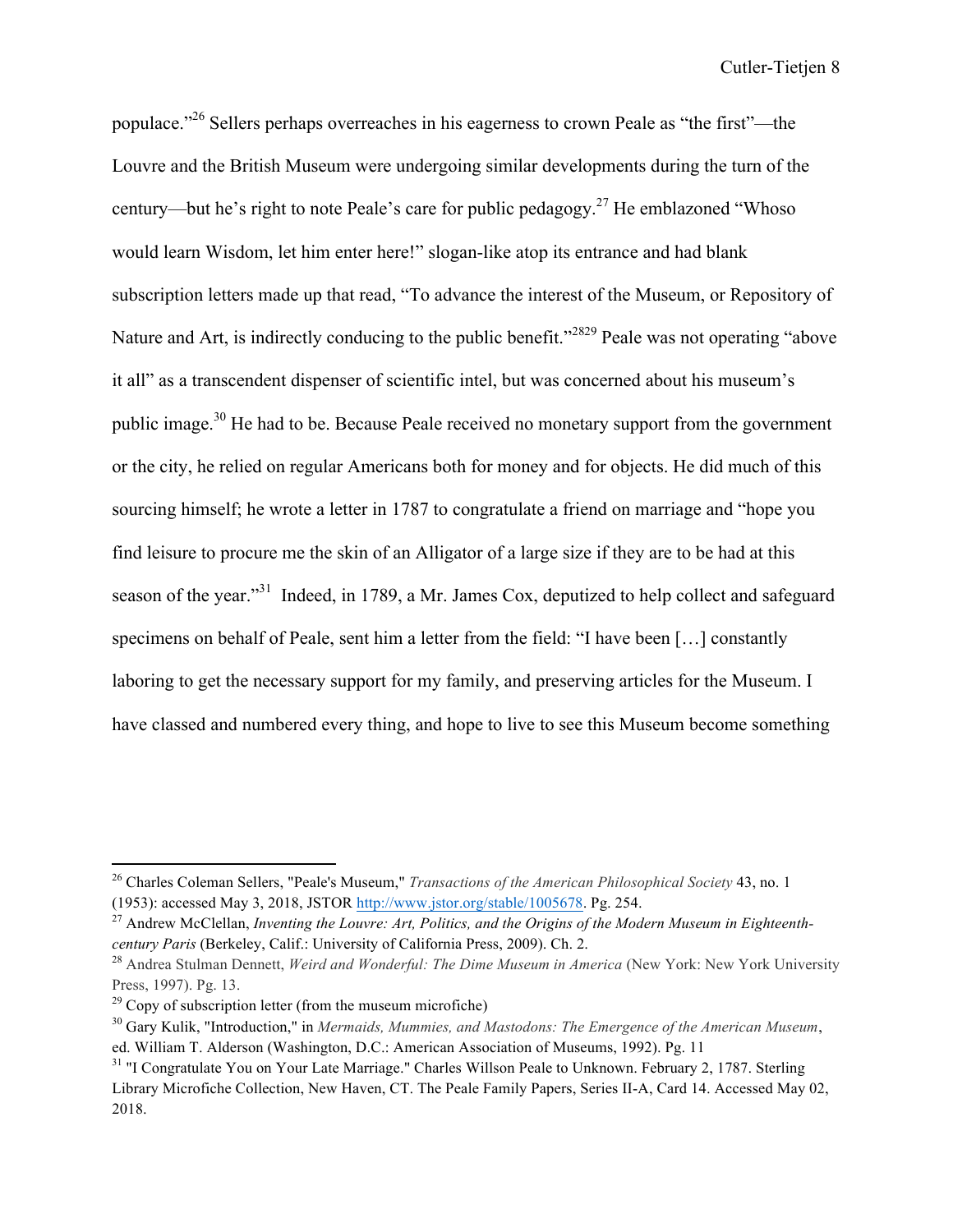populace."[26] Sellers perhaps overreaches in his eagerness to crown Peale as "the first"—the Louvre and the British Museum were undergoing similar developments during the turn of the century—but he's right to note Peale's care for public pedagogy.[27] He emblazoned "Whoso would learn Wisdom, let him enter here!" slogan-like atop its entrance and had blank subscription letters made up that read, "To advance the interest of the Museum, or Repository of Nature and Art, is indirectly conducing to the public benefit."[28][29] Peale was not operating "above it all" as a transcendent dispenser of scientific intel, but was concerned about his museum's public image.[30] He had to be. Because Peale received no monetary support from the government or the city, he relied on regular Americans both for money and for objects. He did much of this sourcing himself; he wrote a letter in 1787 to congratulate a friend on marriage and "hope you find leisure to procure me the skin of an Alligator of a large size if they are to be had at this season of the year."[31] Indeed, in 1789, a Mr. James Cox, deputized to help collect and safeguard specimens on behalf of Peale, sent him a letter from the field: "I have been […] constantly laboring to get the necessary support for my family, and preserving articles for the Museum. I have classed and numbered every thing, and hope to live to see this Museum become something

---

[26] Charles Coleman Sellers, "Peale's Museum," *Transactions of the American Philosophical Society* 43, no. 1 (1953): accessed May 3, 2018, JSTOR http://www.jstor.org/stable/1005678. Pg. 254.

[27] Andrew McClellan, *Inventing the Louvre: Art, Politics, and the Origins of the Modern Museum in Eighteenth-century Paris* (Berkeley, Calif.: University of California Press, 2009). Ch. 2.

[28] Andrea Stulman Dennett, *Weird and Wonderful: The Dime Museum in America* (New York: New York University Press, 1997). Pg. 13.

[29] Copy of subscription letter (from the museum microfiche)

[30] Gary Kulik, "Introduction," in *Mermaids, Mummies, and Mastodons: The Emergence of the American Museum*, ed. William T. Alderson (Washington, D.C.: American Association of Museums, 1992). Pg. 11

[31] "I Congratulate You on Your Late Marriage." Charles Willson Peale to Unknown. February 2, 1787. Sterling Library Microfiche Collection, New Haven, CT. The Peale Family Papers, Series II-A, Card 14. Accessed May 02, 2018.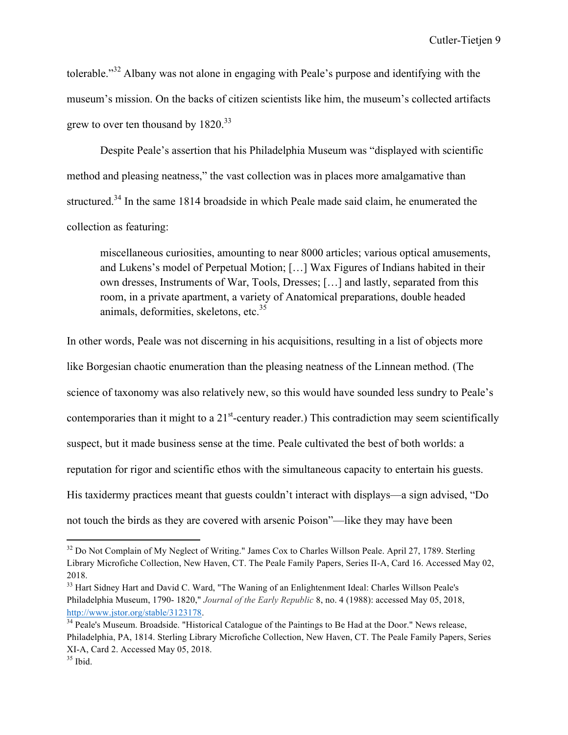tolerable."[32] Albany was not alone in engaging with Peale's purpose and identifying with the museum's mission. On the backs of citizen scientists like him, the museum's collected artifacts grew to over ten thousand by 1820.[33]

Despite Peale's assertion that his Philadelphia Museum was "displayed with scientific method and pleasing neatness," the vast collection was in places more amalgamative than structured.[34] In the same 1814 broadside in which Peale made said claim, he enumerated the collection as featuring:

> miscellaneous curiosities, amounting to near 8000 articles; various optical amusements, and Lukens's model of Perpetual Motion; […] Wax Figures of Indians habited in their own dresses, Instruments of War, Tools, Dresses; […] and lastly, separated from this room, in a private apartment, a variety of Anatomical preparations, double headed animals, deformities, skeletons, etc.[35]

In other words, Peale was not discerning in his acquisitions, resulting in a list of objects more like Borgesian chaotic enumeration than the pleasing neatness of the Linnean method. (The science of taxonomy was also relatively new, so this would have sounded less sundry to Peale's contemporaries than it might to a 21st-century reader.) This contradiction may seem scientifically suspect, but it made business sense at the time. Peale cultivated the best of both worlds: a reputation for rigor and scientific ethos with the simultaneous capacity to entertain his guests. His taxidermy practices meant that guests couldn't interact with displays—a sign advised, "Do not touch the birds as they are covered with arsenic Poison"—like they may have been

---

[32] Do Not Complain of My Neglect of Writing." James Cox to Charles Willson Peale. April 27, 1789. Sterling Library Microfiche Collection, New Haven, CT. The Peale Family Papers, Series II-A, Card 16. Accessed May 02, 2018.

[33] Hart Sidney Hart and David C. Ward, "The Waning of an Enlightenment Ideal: Charles Willson Peale's Philadelphia Museum, 1790- 1820," *Journal of the Early Republic* 8, no. 4 (1988): accessed May 05, 2018, http://www.jstor.org/stable/3123178.

[34] Peale's Museum. Broadside. "Historical Catalogue of the Paintings to Be Had at the Door." News release, Philadelphia, PA, 1814. Sterling Library Microfiche Collection, New Haven, CT. The Peale Family Papers, Series XI-A, Card 2. Accessed May 05, 2018.

[35] Ibid.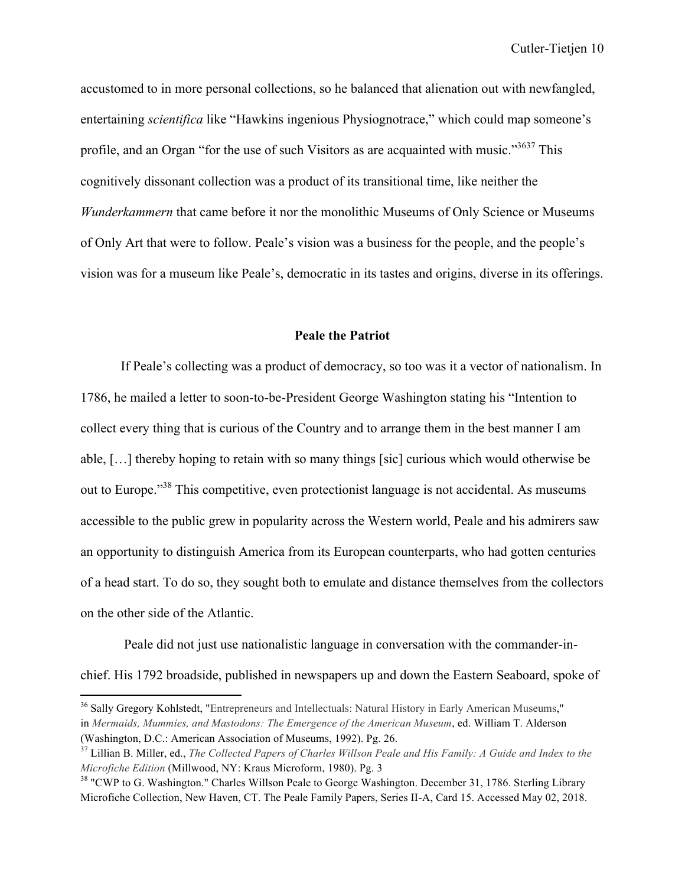accustomed to in more personal collections, so he balanced that alienation out with newfangled, entertaining *scientifica* like "Hawkins ingenious Physiognotrace," which could map someone's profile, and an Organ "for the use of such Visitors as are acquainted with music."[36][37] This cognitively dissonant collection was a product of its transitional time, like neither the *Wunderkammern* that came before it nor the monolithic Museums of Only Science or Museums of Only Art that were to follow. Peale's vision was a business for the people, and the people's vision was for a museum like Peale's, democratic in its tastes and origins, diverse in its offerings.

## Peale the Patriot

If Peale's collecting was a product of democracy, so too was it a vector of nationalism. In 1786, he mailed a letter to soon-to-be-President George Washington stating his "Intention to collect every thing that is curious of the Country and to arrange them in the best manner I am able, […] thereby hoping to retain with so many things [sic] curious which would otherwise be out to Europe."[38] This competitive, even protectionist language is not accidental. As museums accessible to the public grew in popularity across the Western world, Peale and his admirers saw an opportunity to distinguish America from its European counterparts, who had gotten centuries of a head start. To do so, they sought both to emulate and distance themselves from the collectors on the other side of the Atlantic.

Peale did not just use nationalistic language in conversation with the commander-in-chief. His 1792 broadside, published in newspapers up and down the Eastern Seaboard, spoke of

---

[36] Sally Gregory Kohlstedt, "Entrepreneurs and Intellectuals: Natural History in Early American Museums," in *Mermaids, Mummies, and Mastodons: The Emergence of the American Museum*, ed. William T. Alderson (Washington, D.C.: American Association of Museums, 1992). Pg. 26.

[37] Lillian B. Miller, ed., *The Collected Papers of Charles Willson Peale and His Family: A Guide and Index to the Microfiche Edition* (Millwood, NY: Kraus Microform, 1980). Pg. 3

[38] "CWP to G. Washington." Charles Willson Peale to George Washington. December 31, 1786. Sterling Library Microfiche Collection, New Haven, CT. The Peale Family Papers, Series II-A, Card 15. Accessed May 02, 2018.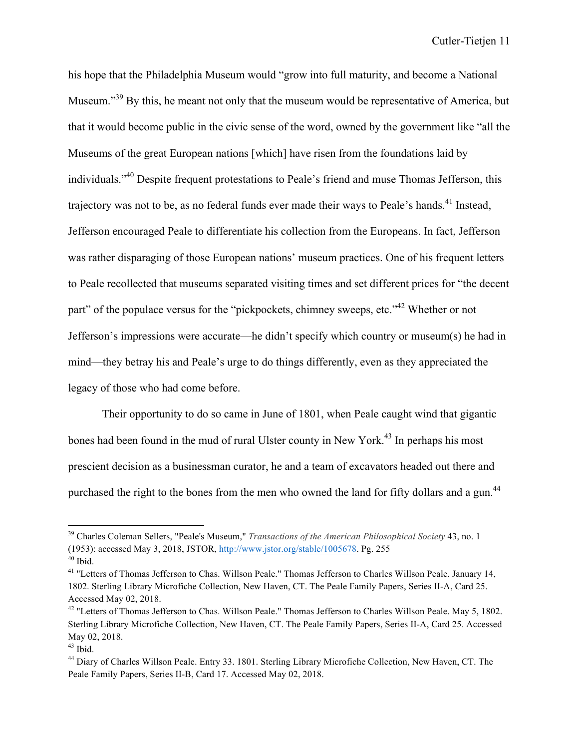his hope that the Philadelphia Museum would "grow into full maturity, and become a National Museum."[39] By this, he meant not only that the museum would be representative of America, but that it would become public in the civic sense of the word, owned by the government like "all the Museums of the great European nations [which] have risen from the foundations laid by individuals."[40] Despite frequent protestations to Peale's friend and muse Thomas Jefferson, this trajectory was not to be, as no federal funds ever made their ways to Peale's hands.[41] Instead, Jefferson encouraged Peale to differentiate his collection from the Europeans. In fact, Jefferson was rather disparaging of those European nations' museum practices. One of his frequent letters to Peale recollected that museums separated visiting times and set different prices for "the decent part" of the populace versus for the "pickpockets, chimney sweeps, etc."[42] Whether or not Jefferson's impressions were accurate—he didn't specify which country or museum(s) he had in mind—they betray his and Peale's urge to do things differently, even as they appreciated the legacy of those who had come before.

Their opportunity to do so came in June of 1801, when Peale caught wind that gigantic bones had been found in the mud of rural Ulster county in New York.[43] In perhaps his most prescient decision as a businessman curator, he and a team of excavators headed out there and purchased the right to the bones from the men who owned the land for fifty dollars and a gun.[44]

---

[39] Charles Coleman Sellers, "Peale's Museum," *Transactions of the American Philosophical Society* 43, no. 1 (1953): accessed May 3, 2018, JSTOR, http://www.jstor.org/stable/1005678. Pg. 255

[40] Ibid.

[41] "Letters of Thomas Jefferson to Chas. Willson Peale." Thomas Jefferson to Charles Willson Peale. January 14, 1802. Sterling Library Microfiche Collection, New Haven, CT. The Peale Family Papers, Series II-A, Card 25. Accessed May 02, 2018.

[42] "Letters of Thomas Jefferson to Chas. Willson Peale." Thomas Jefferson to Charles Willson Peale. May 5, 1802. Sterling Library Microfiche Collection, New Haven, CT. The Peale Family Papers, Series II-A, Card 25. Accessed May 02, 2018.

[43] Ibid.

[44] Diary of Charles Willson Peale. Entry 33. 1801. Sterling Library Microfiche Collection, New Haven, CT. The Peale Family Papers, Series II-B, Card 17. Accessed May 02, 2018.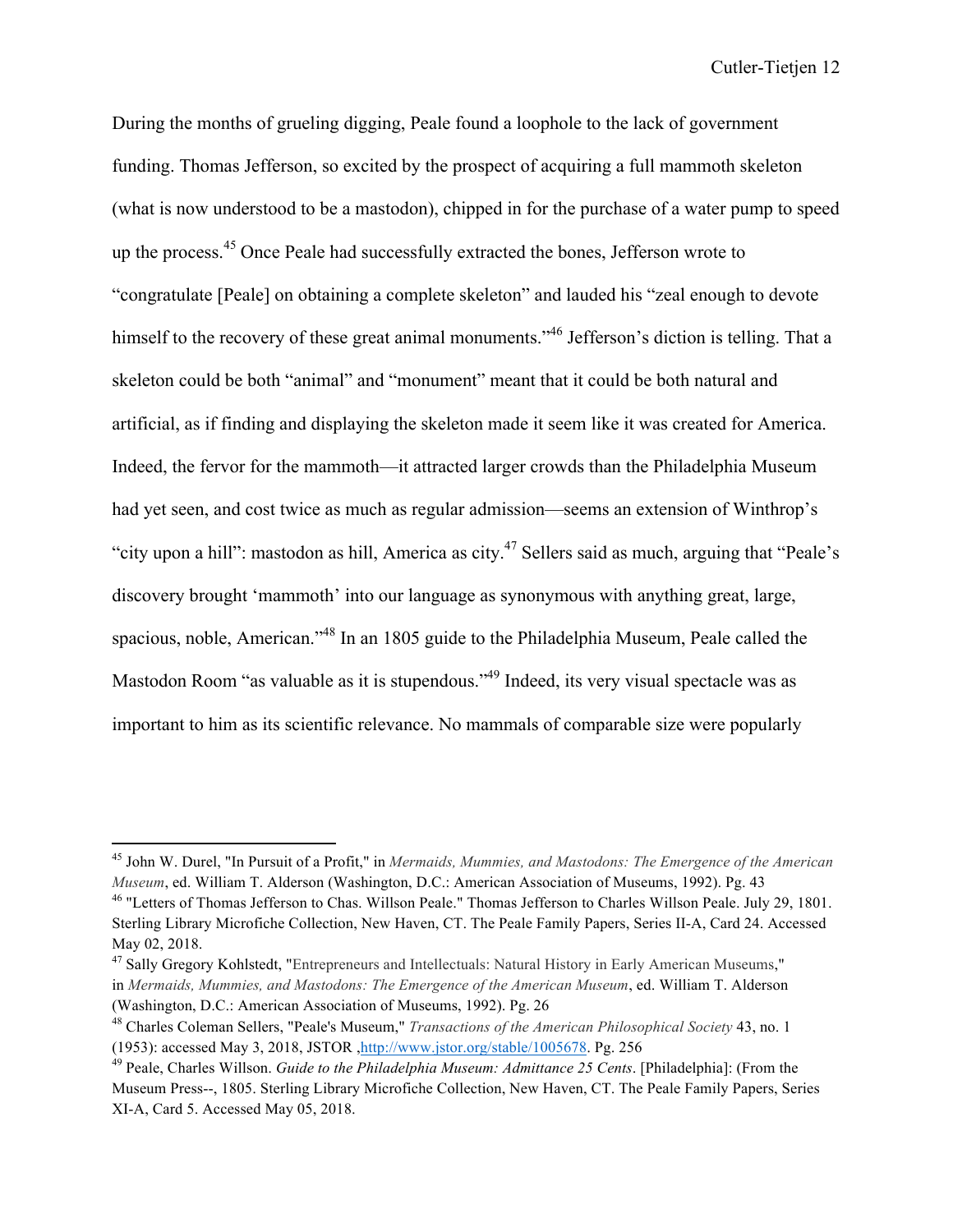During the months of grueling digging, Peale found a loophole to the lack of government funding. Thomas Jefferson, so excited by the prospect of acquiring a full mammoth skeleton (what is now understood to be a mastodon), chipped in for the purchase of a water pump to speed up the process.[45] Once Peale had successfully extracted the bones, Jefferson wrote to "congratulate [Peale] on obtaining a complete skeleton" and lauded his "zeal enough to devote himself to the recovery of these great animal monuments."[46] Jefferson's diction is telling. That a skeleton could be both "animal" and "monument" meant that it could be both natural and artificial, as if finding and displaying the skeleton made it seem like it was created for America. Indeed, the fervor for the mammoth—it attracted larger crowds than the Philadelphia Museum had yet seen, and cost twice as much as regular admission—seems an extension of Winthrop's "city upon a hill": mastodon as hill, America as city.[47] Sellers said as much, arguing that "Peale's discovery brought 'mammoth' into our language as synonymous with anything great, large, spacious, noble, American."[48] In an 1805 guide to the Philadelphia Museum, Peale called the Mastodon Room "as valuable as it is stupendous."[49] Indeed, its very visual spectacle was as important to him as its scientific relevance. No mammals of comparable size were popularly

---

[45] John W. Durel, "In Pursuit of a Profit," in *Mermaids, Mummies, and Mastodons: The Emergence of the American Museum*, ed. William T. Alderson (Washington, D.C.: American Association of Museums, 1992). Pg. 43

[46] "Letters of Thomas Jefferson to Chas. Willson Peale." Thomas Jefferson to Charles Willson Peale. July 29, 1801. Sterling Library Microfiche Collection, New Haven, CT. The Peale Family Papers, Series II-A, Card 24. Accessed May 02, 2018.

[47] Sally Gregory Kohlstedt, "Entrepreneurs and Intellectuals: Natural History in Early American Museums," in *Mermaids, Mummies, and Mastodons: The Emergence of the American Museum*, ed. William T. Alderson (Washington, D.C.: American Association of Museums, 1992). Pg. 26

[48] Charles Coleman Sellers, "Peale's Museum," *Transactions of the American Philosophical Society* 43, no. 1 (1953): accessed May 3, 2018, JSTOR ,http://www.jstor.org/stable/1005678. Pg. 256

[49] Peale, Charles Willson. *Guide to the Philadelphia Museum: Admittance 25 Cents*. [Philadelphia]: (From the Museum Press--, 1805. Sterling Library Microfiche Collection, New Haven, CT. The Peale Family Papers, Series XI-A, Card 5. Accessed May 05, 2018.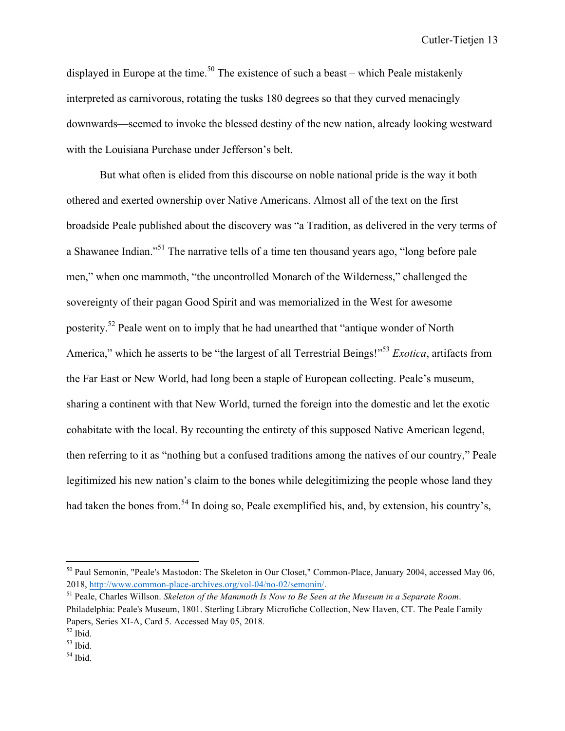displayed in Europe at the time.[50] The existence of such a beast – which Peale mistakenly interpreted as carnivorous, rotating the tusks 180 degrees so that they curved menacingly downwards—seemed to invoke the blessed destiny of the new nation, already looking westward with the Louisiana Purchase under Jefferson's belt.

But what often is elided from this discourse on noble national pride is the way it both othered and exerted ownership over Native Americans. Almost all of the text on the first broadside Peale published about the discovery was "a Tradition, as delivered in the very terms of a Shawanee Indian."[51] The narrative tells of a time ten thousand years ago, "long before pale men," when one mammoth, "the uncontrolled Monarch of the Wilderness," challenged the sovereignty of their pagan Good Spirit and was memorialized in the West for awesome posterity.[52] Peale went on to imply that he had unearthed that "antique wonder of North America," which he asserts to be "the largest of all Terrestrial Beings!"[53] *Exotica*, artifacts from the Far East or New World, had long been a staple of European collecting. Peale's museum, sharing a continent with that New World, turned the foreign into the domestic and let the exotic cohabitate with the local. By recounting the entirety of this supposed Native American legend, then referring to it as "nothing but a confused traditions among the natives of our country," Peale legitimized his new nation's claim to the bones while delegitimizing the people whose land they had taken the bones from.[54] In doing so, Peale exemplified his, and, by extension, his country's,

---

[50] Paul Semonin, "Peale's Mastodon: The Skeleton in Our Closet," Common-Place, January 2004, accessed May 06, 2018, http://www.common-place-archives.org/vol-04/no-02/semonin/.

[51] Peale, Charles Willson. *Skeleton of the Mammoth Is Now to Be Seen at the Museum in a Separate Room*. Philadelphia: Peale's Museum, 1801. Sterling Library Microfiche Collection, New Haven, CT. The Peale Family Papers, Series XI-A, Card 5. Accessed May 05, 2018.

[52] Ibid.

[53] Ibid.

[54] Ibid.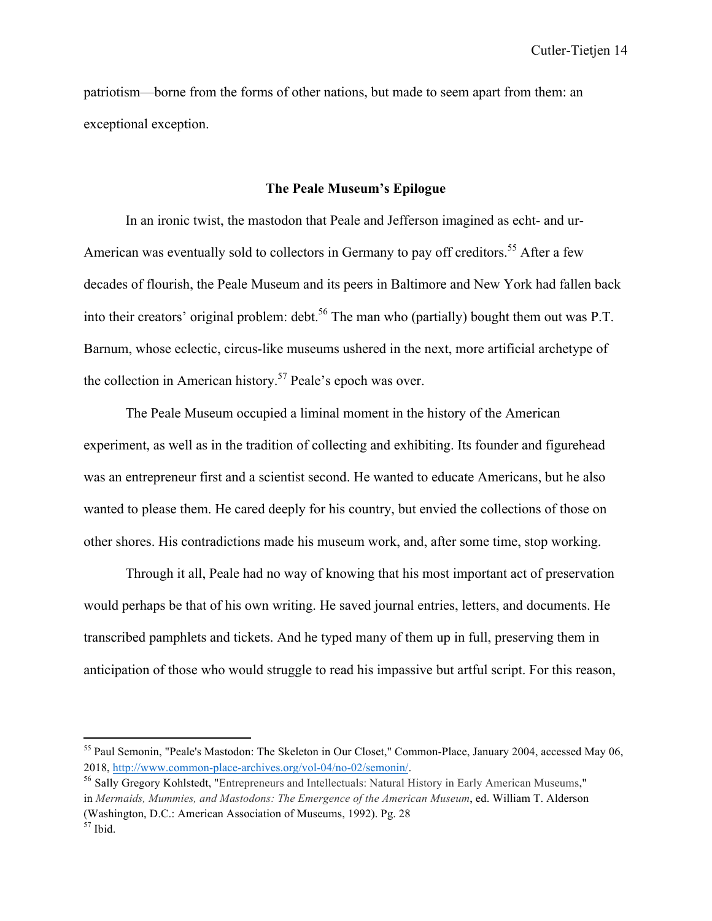patriotism—borne from the forms of other nations, but made to seem apart from them: an exceptional exception.

## The Peale Museum's Epilogue

In an ironic twist, the mastodon that Peale and Jefferson imagined as echt- and ur-American was eventually sold to collectors in Germany to pay off creditors.[55] After a few decades of flourish, the Peale Museum and its peers in Baltimore and New York had fallen back into their creators' original problem: debt.[56] The man who (partially) bought them out was P.T. Barnum, whose eclectic, circus-like museums ushered in the next, more artificial archetype of the collection in American history.[57] Peale's epoch was over.

The Peale Museum occupied a liminal moment in the history of the American experiment, as well as in the tradition of collecting and exhibiting. Its founder and figurehead was an entrepreneur first and a scientist second. He wanted to educate Americans, but he also wanted to please them. He cared deeply for his country, but envied the collections of those on other shores. His contradictions made his museum work, and, after some time, stop working.

Through it all, Peale had no way of knowing that his most important act of preservation would perhaps be that of his own writing. He saved journal entries, letters, and documents. He transcribed pamphlets and tickets. And he typed many of them up in full, preserving them in anticipation of those who would struggle to read his impassive but artful script. For this reason,

---

[55] Paul Semonin, "Peale's Mastodon: The Skeleton in Our Closet," Common-Place, January 2004, accessed May 06, 2018, http://www.common-place-archives.org/vol-04/no-02/semonin/.

[56] Sally Gregory Kohlstedt, "Entrepreneurs and Intellectuals: Natural History in Early American Museums," in *Mermaids, Mummies, and Mastodons: The Emergence of the American Museum*, ed. William T. Alderson (Washington, D.C.: American Association of Museums, 1992). Pg. 28

[57] Ibid.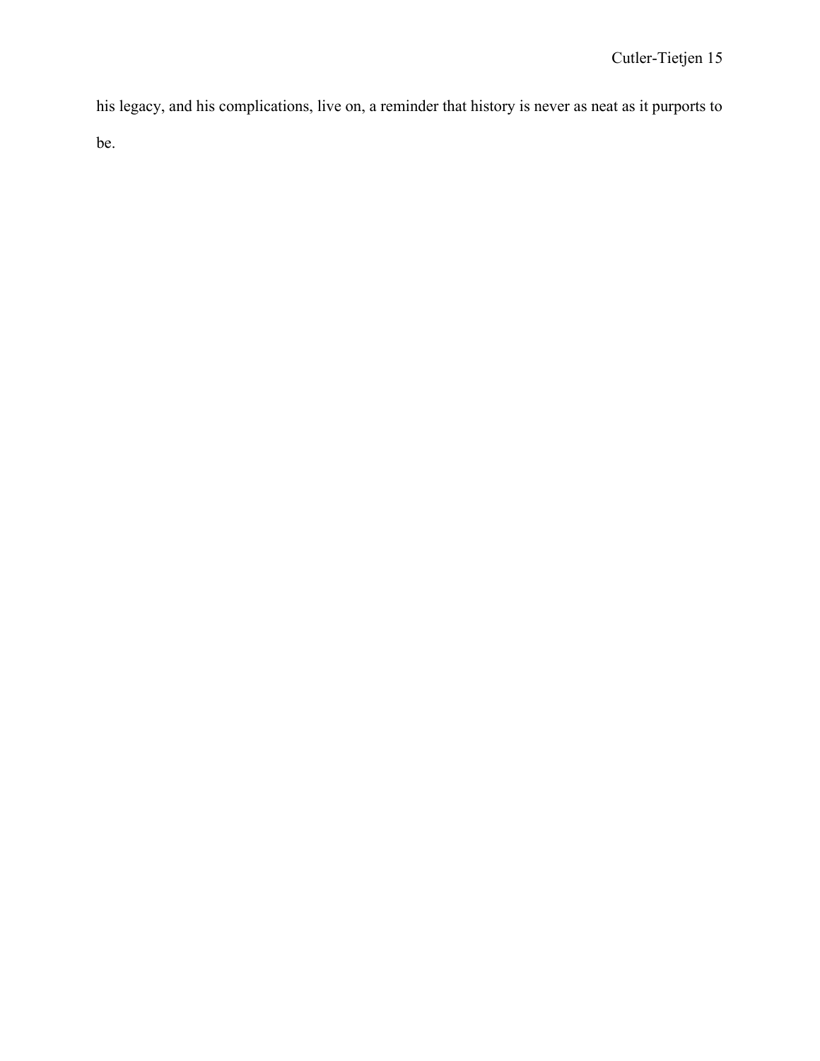his legacy, and his complications, live on, a reminder that history is never as neat as it purports to be.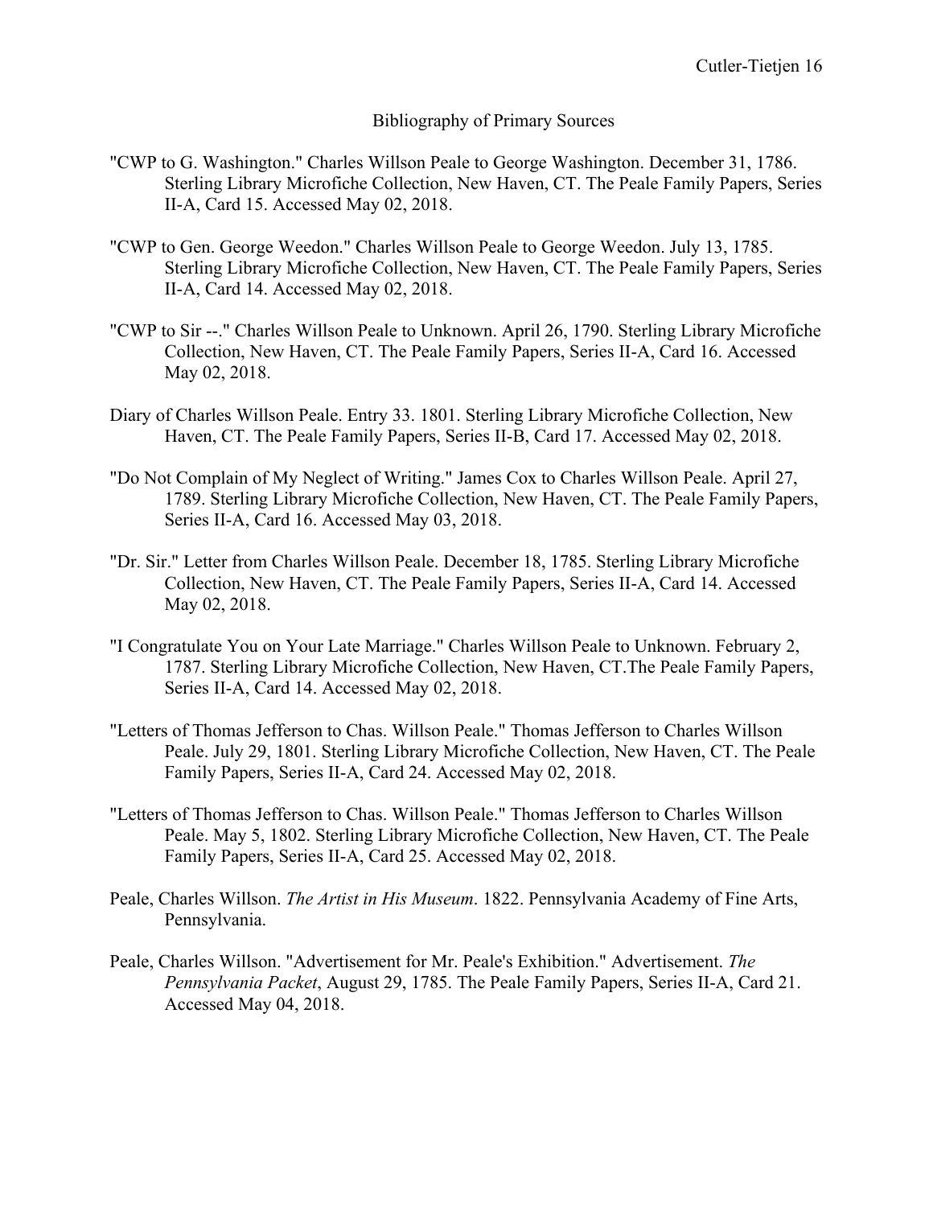## Bibliography of Primary Sources

"CWP to G. Washington." Charles Willson Peale to George Washington. December 31, 1786. Sterling Library Microfiche Collection, New Haven, CT. The Peale Family Papers, Series II-A, Card 15. Accessed May 02, 2018.

"CWP to Gen. George Weedon." Charles Willson Peale to George Weedon. July 13, 1785. Sterling Library Microfiche Collection, New Haven, CT. The Peale Family Papers, Series II-A, Card 14. Accessed May 02, 2018.

"CWP to Sir --." Charles Willson Peale to Unknown. April 26, 1790. Sterling Library Microfiche Collection, New Haven, CT. The Peale Family Papers, Series II-A, Card 16. Accessed May 02, 2018.

Diary of Charles Willson Peale. Entry 33. 1801. Sterling Library Microfiche Collection, New Haven, CT. The Peale Family Papers, Series II-B, Card 17. Accessed May 02, 2018.

"Do Not Complain of My Neglect of Writing." James Cox to Charles Willson Peale. April 27, 1789. Sterling Library Microfiche Collection, New Haven, CT. The Peale Family Papers, Series II-A, Card 16. Accessed May 03, 2018.

"Dr. Sir." Letter from Charles Willson Peale. December 18, 1785. Sterling Library Microfiche Collection, New Haven, CT. The Peale Family Papers, Series II-A, Card 14. Accessed May 02, 2018.

"I Congratulate You on Your Late Marriage." Charles Willson Peale to Unknown. February 2, 1787. Sterling Library Microfiche Collection, New Haven, CT.The Peale Family Papers, Series II-A, Card 14. Accessed May 02, 2018.

"Letters of Thomas Jefferson to Chas. Willson Peale." Thomas Jefferson to Charles Willson Peale. July 29, 1801. Sterling Library Microfiche Collection, New Haven, CT. The Peale Family Papers, Series II-A, Card 24. Accessed May 02, 2018.

"Letters of Thomas Jefferson to Chas. Willson Peale." Thomas Jefferson to Charles Willson Peale. May 5, 1802. Sterling Library Microfiche Collection, New Haven, CT. The Peale Family Papers, Series II-A, Card 25. Accessed May 02, 2018.

Peale, Charles Willson. *The Artist in His Museum*. 1822. Pennsylvania Academy of Fine Arts, Pennsylvania.

Peale, Charles Willson. "Advertisement for Mr. Peale's Exhibition." Advertisement. *The Pennsylvania Packet*, August 29, 1785. The Peale Family Papers, Series II-A, Card 21. Accessed May 04, 2018.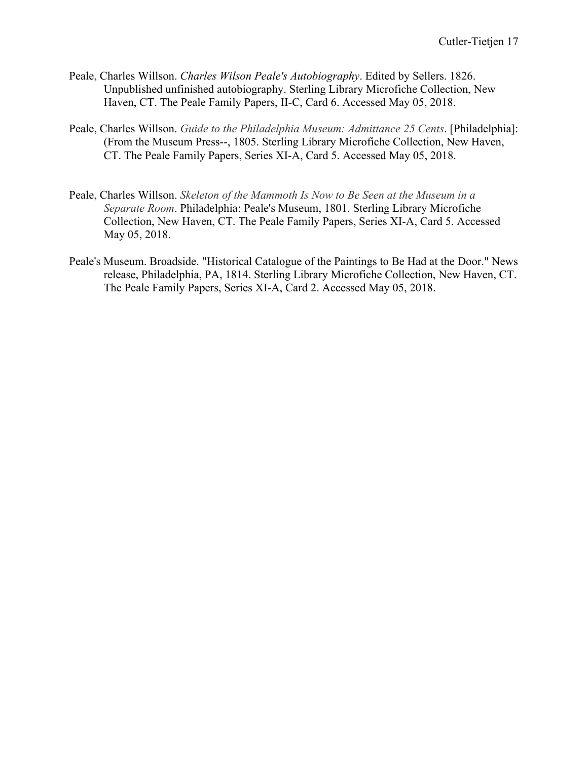Peale, Charles Willson. *Charles Wilson Peale's Autobiography*. Edited by Sellers. 1826. Unpublished unfinished autobiography. Sterling Library Microfiche Collection, New Haven, CT. The Peale Family Papers, II-C, Card 6. Accessed May 05, 2018.

Peale, Charles Willson. *Guide to the Philadelphia Museum: Admittance 25 Cents*. [Philadelphia]: (From the Museum Press--, 1805. Sterling Library Microfiche Collection, New Haven, CT. The Peale Family Papers, Series XI-A, Card 5. Accessed May 05, 2018.

Peale, Charles Willson. *Skeleton of the Mammoth Is Now to Be Seen at the Museum in a Separate Room*. Philadelphia: Peale's Museum, 1801. Sterling Library Microfiche Collection, New Haven, CT. The Peale Family Papers, Series XI-A, Card 5. Accessed May 05, 2018.

Peale's Museum. Broadside. "Historical Catalogue of the Paintings to Be Had at the Door." News release, Philadelphia, PA, 1814. Sterling Library Microfiche Collection, New Haven, CT. The Peale Family Papers, Series XI-A, Card 2. Accessed May 05, 2018.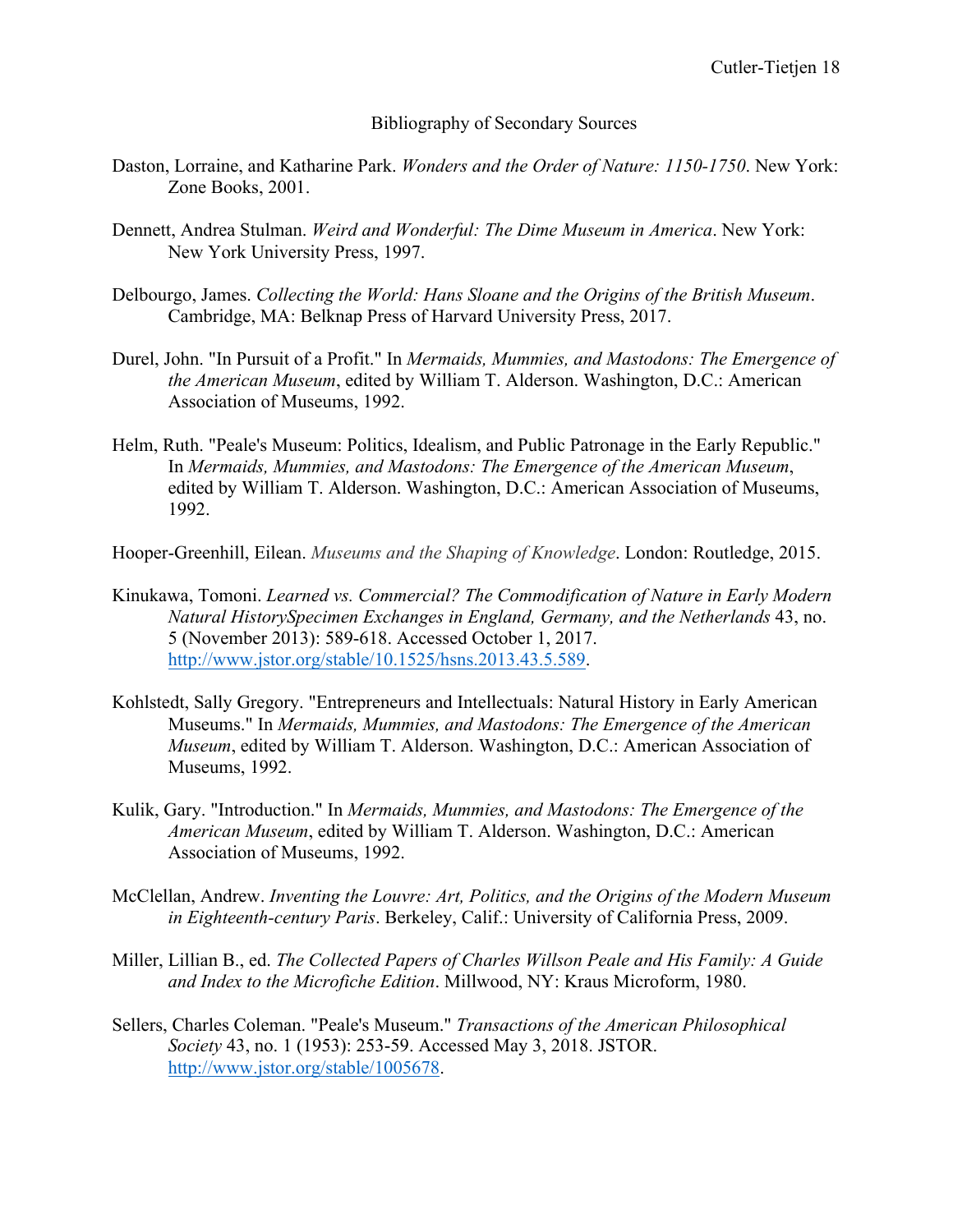## Bibliography of Secondary Sources

Daston, Lorraine, and Katharine Park. *Wonders and the Order of Nature: 1150-1750*. New York: Zone Books, 2001.

Dennett, Andrea Stulman. *Weird and Wonderful: The Dime Museum in America*. New York: New York University Press, 1997.

Delbourgo, James. *Collecting the World: Hans Sloane and the Origins of the British Museum*. Cambridge, MA: Belknap Press of Harvard University Press, 2017.

Durel, John. "In Pursuit of a Profit." In *Mermaids, Mummies, and Mastodons: The Emergence of the American Museum*, edited by William T. Alderson. Washington, D.C.: American Association of Museums, 1992.

Helm, Ruth. "Peale's Museum: Politics, Idealism, and Public Patronage in the Early Republic." In *Mermaids, Mummies, and Mastodons: The Emergence of the American Museum*, edited by William T. Alderson. Washington, D.C.: American Association of Museums, 1992.

Hooper-Greenhill, Eilean. *Museums and the Shaping of Knowledge*. London: Routledge, 2015.

Kinukawa, Tomoni. *Learned vs. Commercial? The Commodification of Nature in Early Modern Natural HistorySpecimen Exchanges in England, Germany, and the Netherlands* 43, no. 5 (November 2013): 589-618. Accessed October 1, 2017. http://www.jstor.org/stable/10.1525/hsns.2013.43.5.589.

Kohlstedt, Sally Gregory. "Entrepreneurs and Intellectuals: Natural History in Early American Museums." In *Mermaids, Mummies, and Mastodons: The Emergence of the American Museum*, edited by William T. Alderson. Washington, D.C.: American Association of Museums, 1992.

Kulik, Gary. "Introduction." In *Mermaids, Mummies, and Mastodons: The Emergence of the American Museum*, edited by William T. Alderson. Washington, D.C.: American Association of Museums, 1992.

McClellan, Andrew. *Inventing the Louvre: Art, Politics, and the Origins of the Modern Museum in Eighteenth-century Paris*. Berkeley, Calif.: University of California Press, 2009.

Miller, Lillian B., ed. *The Collected Papers of Charles Willson Peale and His Family: A Guide and Index to the Microfiche Edition*. Millwood, NY: Kraus Microform, 1980.

Sellers, Charles Coleman. "Peale's Museum." *Transactions of the American Philosophical Society* 43, no. 1 (1953): 253-59. Accessed May 3, 2018. JSTOR. http://www.jstor.org/stable/1005678.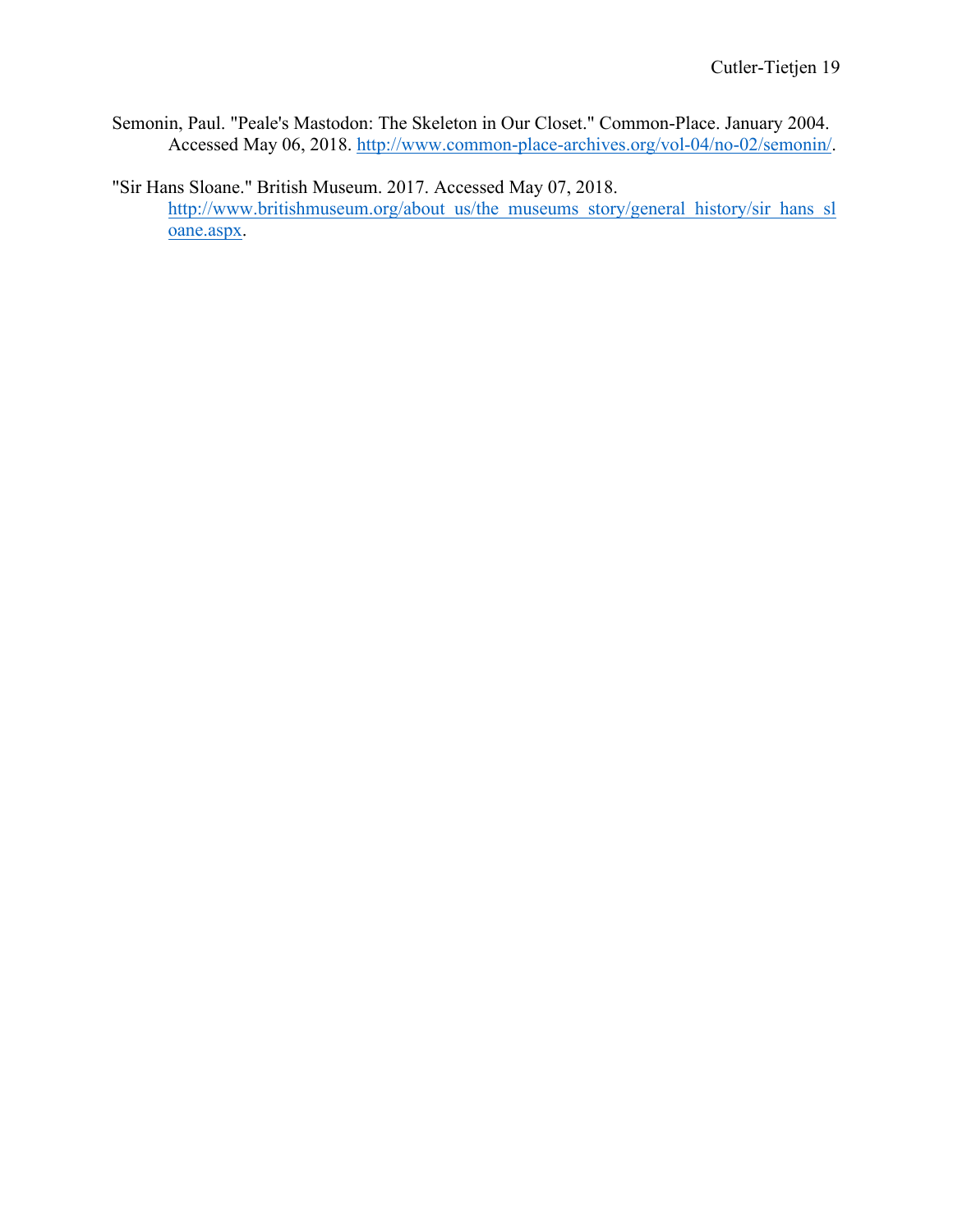Semonin, Paul. "Peale's Mastodon: The Skeleton in Our Closet." Common-Place. January 2004. Accessed May 06, 2018. http://www.common-place-archives.org/vol-04/no-02/semonin/.

"Sir Hans Sloane." British Museum. 2017. Accessed May 07, 2018. http://www.britishmuseum.org/about_us/the_museums_story/general_history/sir_hans_sloane.aspx.